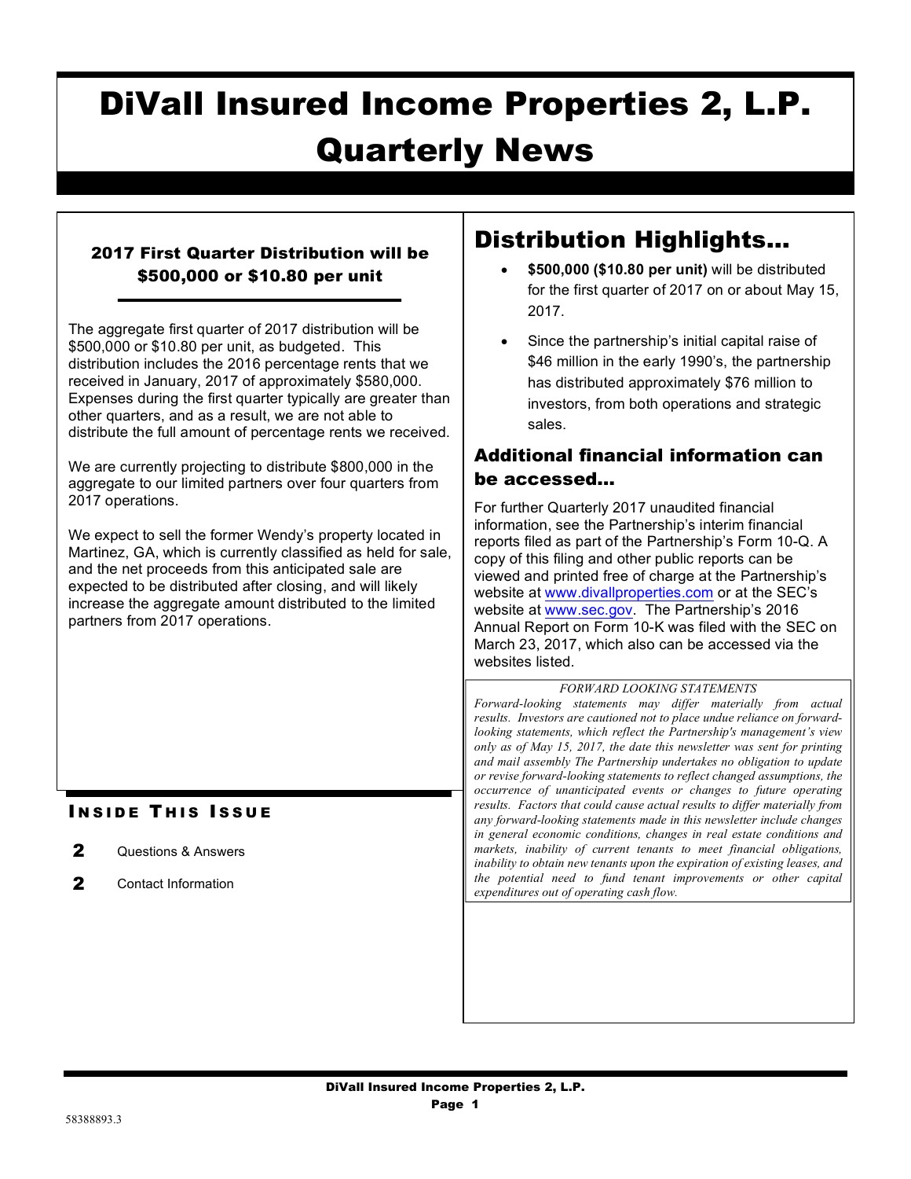# DiVall Insured Income Properties 2, L.P. Quarterly News

### 2017 First Quarter Distribution will be $500,000 or $10.80 per unit

The aggregate first quarter of 2017 distribution will be $500,000 or $10.80 per unit, as budgeted. This distribution includes the 2016 percentage rents that we received in January, 2017 of approximately $580,000. Expenses during the first quarter typically are greater than other quarters, and as a result, we are not able to distribute the full amount of percentage rents we received.

We are currently projecting to distribute $800,000 in the aggregate to our limited partners over four quarters from 2017 operations.

We expect to sell the former Wendy's property located in Martinez, GA, which is currently classified as held for sale, and the net proceeds from this anticipated sale are expected to be distributed after closing, and will likely increase the aggregate amount distributed to the limited partners from 2017 operations.

### INSIDE THIS ISSUE

**2** Questions & Answers

**2** Contact Information

## Distribution Highlights…

- **$500,000 ($10.80 per unit)** will be distributed for the first quarter of 2017 on or about May 15, 2017.
- Since the partnership's initial capital raise of $46 million in the early 1990's, the partnership has distributed approximately $76 million to investors, from both operations and strategic sales.

### Additional financial information can be accessed…

For further Quarterly 2017 unaudited financial information, see the Partnership's interim financial reports filed as part of the Partnership's Form 10-Q. A copy of this filing and other public reports can be viewed and printed free of charge at the Partnership's website at www.divallproperties.com or at the SEC's website at www.sec.gov. The Partnership's 2016 Annual Report on Form 10-K was filed with the SEC on March 23, 2017, which also can be accessed via the websites listed.

*FORWARD LOOKING STATEMENTS*

*Forward-looking statements may differ materially from actual results. Investors are cautioned not to place undue reliance on forward-looking statements, which reflect the Partnership's management's view only as of May 15, 2017, the date this newsletter was sent for printing and mail assembly The Partnership undertakes no obligation to update or revise forward-looking statements to reflect changed assumptions, the occurrence of unanticipated events or changes to future operating results. Factors that could cause actual results to differ materially from any forward-looking statements made in this newsletter include changes in general economic conditions, changes in real estate conditions and markets, inability of current tenants to meet financial obligations, inability to obtain new tenants upon the expiration of existing leases, and the potential need to fund tenant improvements or other capital expenditures out of operating cash flow.*

58388893.3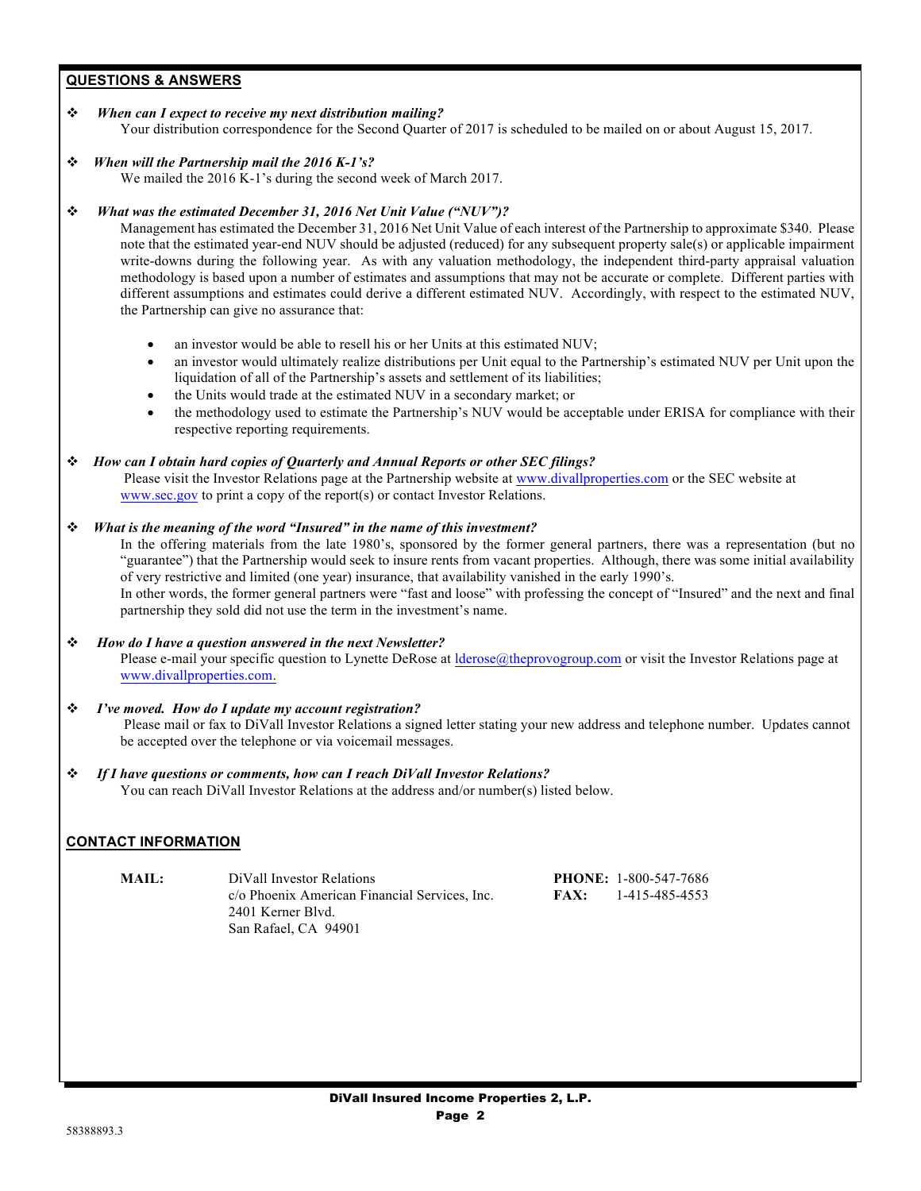## QUESTIONS & ANSWERS

❖ ***When can I expect to receive my next distribution mailing?***
Your distribution correspondence for the Second Quarter of 2017 is scheduled to be mailed on or about August 15, 2017.

❖ ***When will the Partnership mail the 2016 K-1's?***
We mailed the 2016 K-1's during the second week of March 2017.

❖ ***What was the estimated December 31, 2016 Net Unit Value ("NUV")?***
Management has estimated the December 31, 2016 Net Unit Value of each interest of the Partnership to approximate $340. Please note that the estimated year-end NUV should be adjusted (reduced) for any subsequent property sale(s) or applicable impairment write-downs during the following year. As with any valuation methodology, the independent third-party appraisal valuation methodology is based upon a number of estimates and assumptions that may not be accurate or complete. Different parties with different assumptions and estimates could derive a different estimated NUV. Accordingly, with respect to the estimated NUV, the Partnership can give no assurance that:

- an investor would be able to resell his or her Units at this estimated NUV;
- an investor would ultimately realize distributions per Unit equal to the Partnership's estimated NUV per Unit upon the liquidation of all of the Partnership's assets and settlement of its liabilities;
- the Units would trade at the estimated NUV in a secondary market; or
- the methodology used to estimate the Partnership's NUV would be acceptable under ERISA for compliance with their respective reporting requirements.

❖ ***How can I obtain hard copies of Quarterly and Annual Reports or other SEC filings?***
Please visit the Investor Relations page at the Partnership website at www.divallproperties.com or the SEC website at www.sec.gov to print a copy of the report(s) or contact Investor Relations.

❖ ***What is the meaning of the word "Insured" in the name of this investment?***
In the offering materials from the late 1980's, sponsored by the former general partners, there was a representation (but no "guarantee") that the Partnership would seek to insure rents from vacant properties. Although, there was some initial availability of very restrictive and limited (one year) insurance, that availability vanished in the early 1990's.
In other words, the former general partners were "fast and loose" with professing the concept of "Insured" and the next and final partnership they sold did not use the term in the investment's name.

❖ ***How do I have a question answered in the next Newsletter?***
Please e-mail your specific question to Lynette DeRose at lderose@theprovogroup.com or visit the Investor Relations page at www.divallproperties.com.

❖ ***I've moved. How do I update my account registration?***
Please mail or fax to DiVall Investor Relations a signed letter stating your new address and telephone number. Updates cannot be accepted over the telephone or via voicemail messages.

❖ ***If I have questions or comments, how can I reach DiVall Investor Relations?***
You can reach DiVall Investor Relations at the address and/or number(s) listed below.

## CONTACT INFORMATION

**MAIL:** DiVall Investor Relations
c/o Phoenix American Financial Services, Inc.
2401 Kerner Blvd.
San Rafael, CA 94901

**PHONE:** 1-800-547-7686
**FAX:** 1-415-485-4553

58388893.3